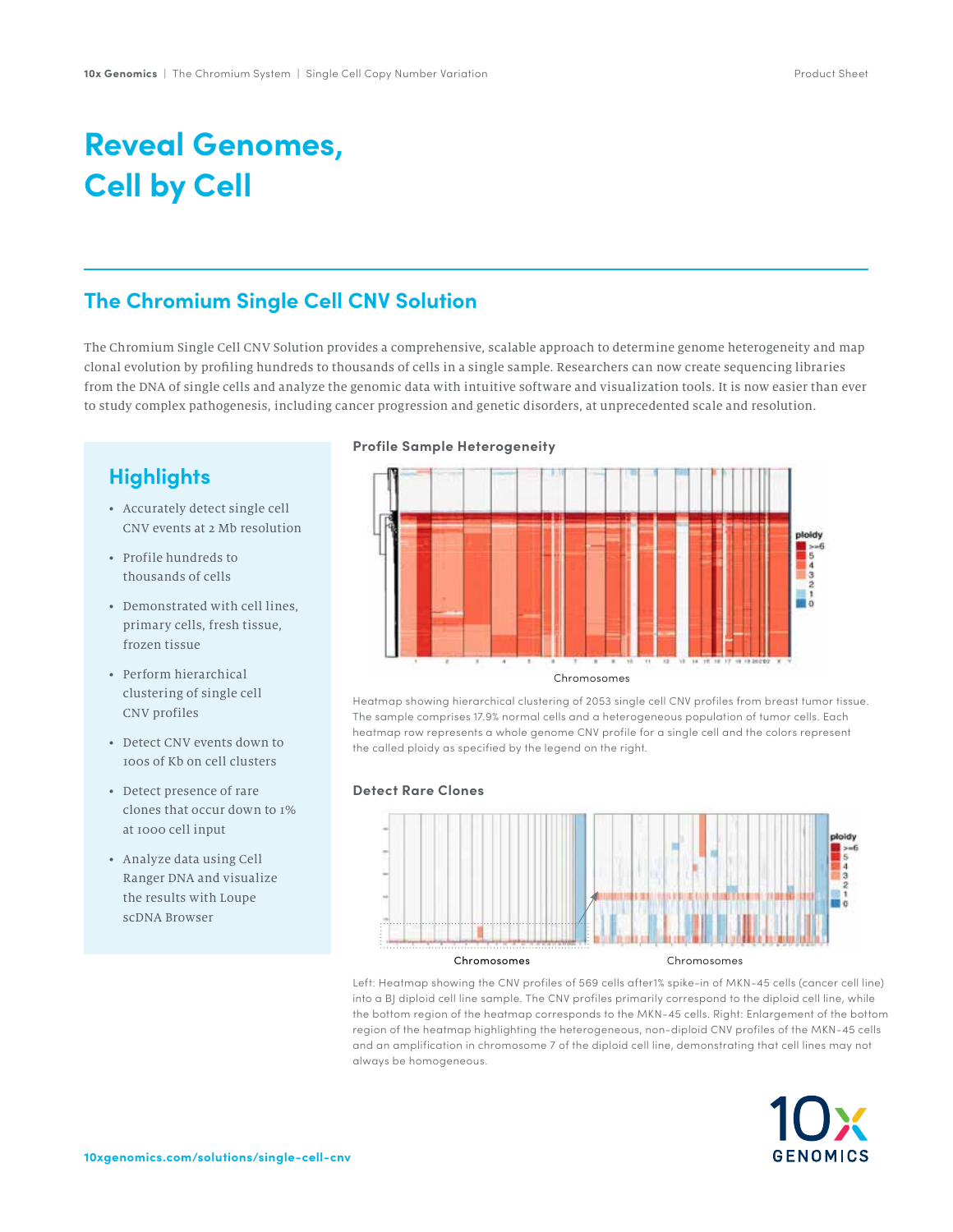# Reveal Genomes, Cell by Cell

## The Chromium Single Cell CNV Solution

The Chromium Single Cell CNV Solution provides a comprehensive, scalable approach to determine genome heterogeneity and map clonal evolution by profiling hundreds to thousands of cells in a single sample. Researchers can now create sequencing libraries from the DNA of single cells and analyze the genomic data with intuitive software and visualization tools. It is now easier than ever to study complex pathogenesis, including cancer progression and genetic disorders, at unprecedented scale and resolution.

## Highlights

- Accurately detect single cell CNV events at 2 Mb resolution
- Profile hundreds to thousands of cells
- Demonstrated with cell lines, primary cells, fresh tissue, frozen tissue
- Perform hierarchical clustering of single cell CNV profiles
- Detect CNV events down to 100s of Kb on cell clusters
- Detect presence of rare clones that occur down to 1% at 1000 cell input
- Analyze data using Cell Ranger DNA and visualize the results with Loupe scDNA Browser

### Profile Sample Heterogeneity

Heatmap showing hierarchical clustering of 2053 single cell CNV profiles from breast tumor tissue. The sample comprises 17.9% normal cells and a heterogeneous population of tumor cells. Each heatmap row represents a whole genome CNV profile for a single cell and the colors represent the called ploidy as specified by the legend on the right.

### Detect Rare Clones

Left: Heatmap showing the CNV profiles of 569 cells after1% spike-in of MKN-45 cells (cancer cell line) into a BJ diploid cell line sample. The CNV profiles primarily correspond to the diploid cell line, while the bottom region of the heatmap corresponds to the MKN-45 cells. Right: Enlargement of the bottom region of the heatmap highlighting the heterogeneous, non-diploid CNV profiles of the MKN-45 cells and an amplification in chromosome 7 of the diploid cell line, demonstrating that cell lines may not always be homogeneous.

10xgenomics.com/solutions/single-cell-cnv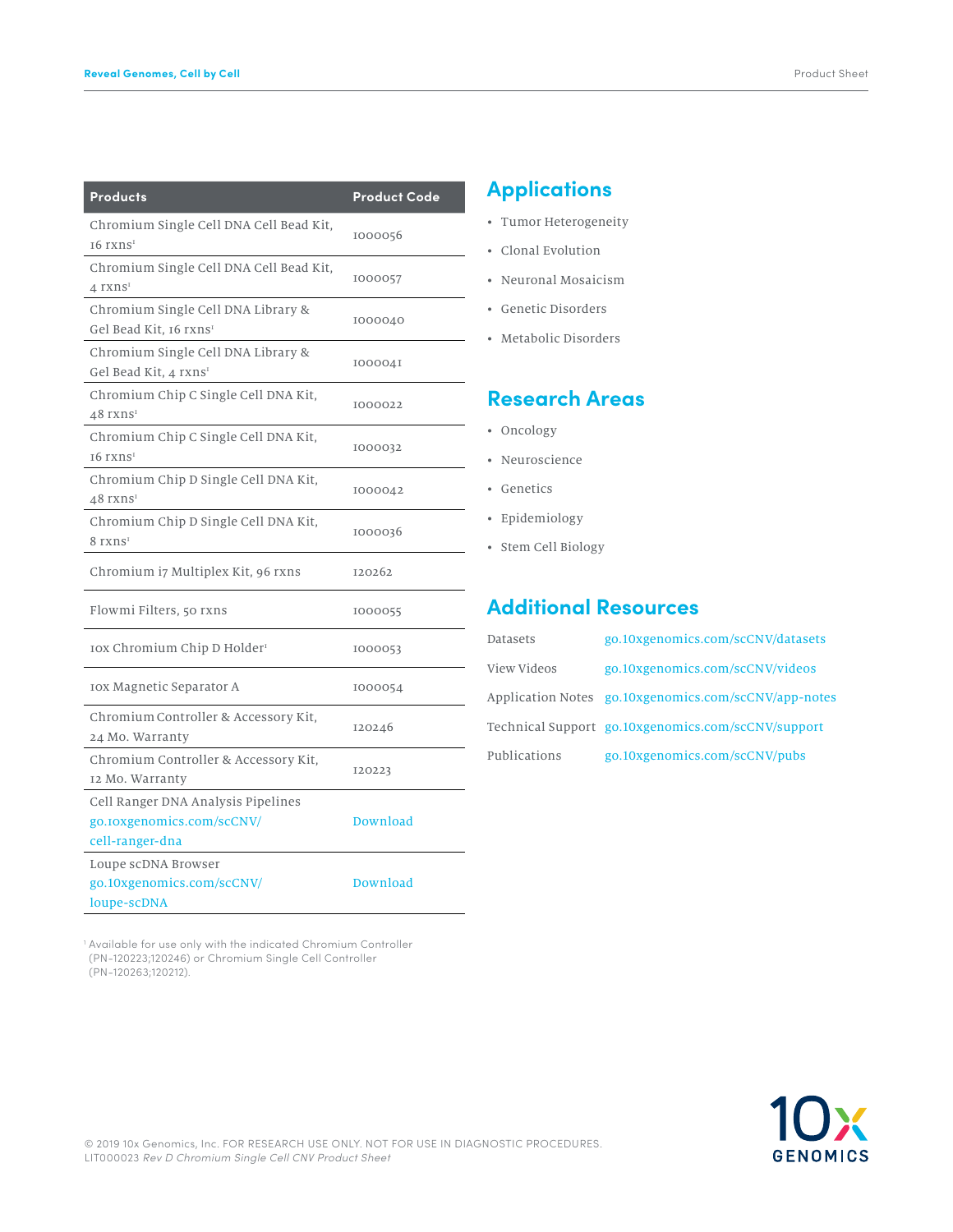| Products | Product Code |
| --- | --- |
| Chromium Single Cell DNA Cell Bead Kit, 16 rxns[1] | 1000056 |
| Chromium Single Cell DNA Cell Bead Kit, 4 rxns[1] | 1000057 |
| Chromium Single Cell DNA Library & Gel Bead Kit, 16 rxns[1] | 1000040 |
| Chromium Single Cell DNA Library & Gel Bead Kit, 4 rxns[1] | 1000041 |
| Chromium Chip C Single Cell DNA Kit, 48 rxns[1] | 1000022 |
| Chromium Chip C Single Cell DNA Kit, 16 rxns[1] | 1000032 |
| Chromium Chip D Single Cell DNA Kit, 48 rxns[1] | 1000042 |
| Chromium Chip D Single Cell DNA Kit, 8 rxns[1] | 1000036 |
| Chromium i7 Multiplex Kit, 96 rxns | 120262 |
| Flowmi Filters, 50 rxns | 1000055 |
| 10x Chromium Chip D Holder[1] | 1000053 |
| 10x Magnetic Separator A | 1000054 |
| Chromium Controller & Accessory Kit, 24 Mo. Warranty | 120246 |
| Chromium Controller & Accessory Kit, 12 Mo. Warranty | 120223 |
| Cell Ranger DNA Analysis Pipelines go.10xgenomics.com/scCNV/cell-ranger-dna | Download |
| Loupe scDNA Browser go.10xgenomics.com/scCNV/loupe-scDNA | Download |

[1] Available for use only with the indicated Chromium Controller (PN-120223;120246) or Chromium Single Cell Controller (PN-120263;120212).

## Applications

- Tumor Heterogeneity
- Clonal Evolution
- Neuronal Mosaicism
- Genetic Disorders
- Metabolic Disorders

## Research Areas

- Oncology
- Neuroscience
- Genetics
- Epidemiology
- Stem Cell Biology

## Additional Resources

| | |
| --- | --- |
| Datasets | go.10xgenomics.com/scCNV/datasets |
| View Videos | go.10xgenomics.com/scCNV/videos |
| Application Notes | go.10xgenomics.com/scCNV/app-notes |
| Technical Support | go.10xgenomics.com/scCNV/support |
| Publications | go.10xgenomics.com/scCNV/pubs |

© 2019 10x Genomics, Inc. FOR RESEARCH USE ONLY. NOT FOR USE IN DIAGNOSTIC PROCEDURES.
LIT000023 *Rev D Chromium Single Cell CNV Product Sheet*